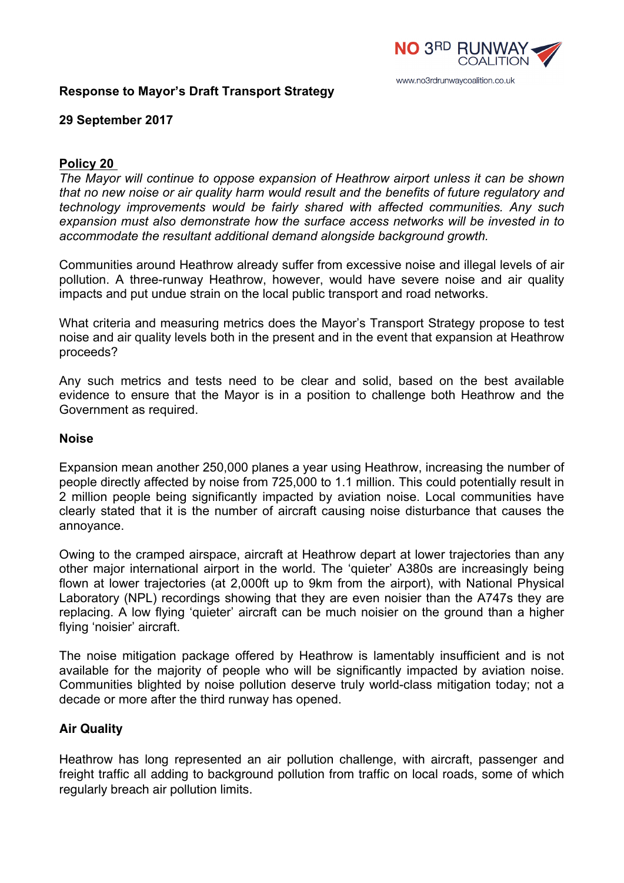NO 3RD RUNWAY COALITION

www.no3rdrunwaycoalition.co.uk

**Response to Mayor's Draft Transport Strategy**

**29 September 2017**

**Policy 20**

*The Mayor will continue to oppose expansion of Heathrow airport unless it can be shown that no new noise or air quality harm would result and the benefits of future regulatory and technology improvements would be fairly shared with affected communities. Any such expansion must also demonstrate how the surface access networks will be invested in to accommodate the resultant additional demand alongside background growth.*

Communities around Heathrow already suffer from excessive noise and illegal levels of air pollution. A three-runway Heathrow, however, would have severe noise and air quality impacts and put undue strain on the local public transport and road networks.

What criteria and measuring metrics does the Mayor's Transport Strategy propose to test noise and air quality levels both in the present and in the event that expansion at Heathrow proceeds?

Any such metrics and tests need to be clear and solid, based on the best available evidence to ensure that the Mayor is in a position to challenge both Heathrow and the Government as required.

**Noise**

Expansion mean another 250,000 planes a year using Heathrow, increasing the number of people directly affected by noise from 725,000 to 1.1 million. This could potentially result in 2 million people being significantly impacted by aviation noise. Local communities have clearly stated that it is the number of aircraft causing noise disturbance that causes the annoyance.

Owing to the cramped airspace, aircraft at Heathrow depart at lower trajectories than any other major international airport in the world. The 'quieter' A380s are increasingly being flown at lower trajectories (at 2,000ft up to 9km from the airport), with National Physical Laboratory (NPL) recordings showing that they are even noisier than the A747s they are replacing. A low flying 'quieter' aircraft can be much noisier on the ground than a higher flying 'noisier' aircraft.

The noise mitigation package offered by Heathrow is lamentably insufficient and is not available for the majority of people who will be significantly impacted by aviation noise. Communities blighted by noise pollution deserve truly world-class mitigation today; not a decade or more after the third runway has opened.

**Air Quality**

Heathrow has long represented an air pollution challenge, with aircraft, passenger and freight traffic all adding to background pollution from traffic on local roads, some of which regularly breach air pollution limits.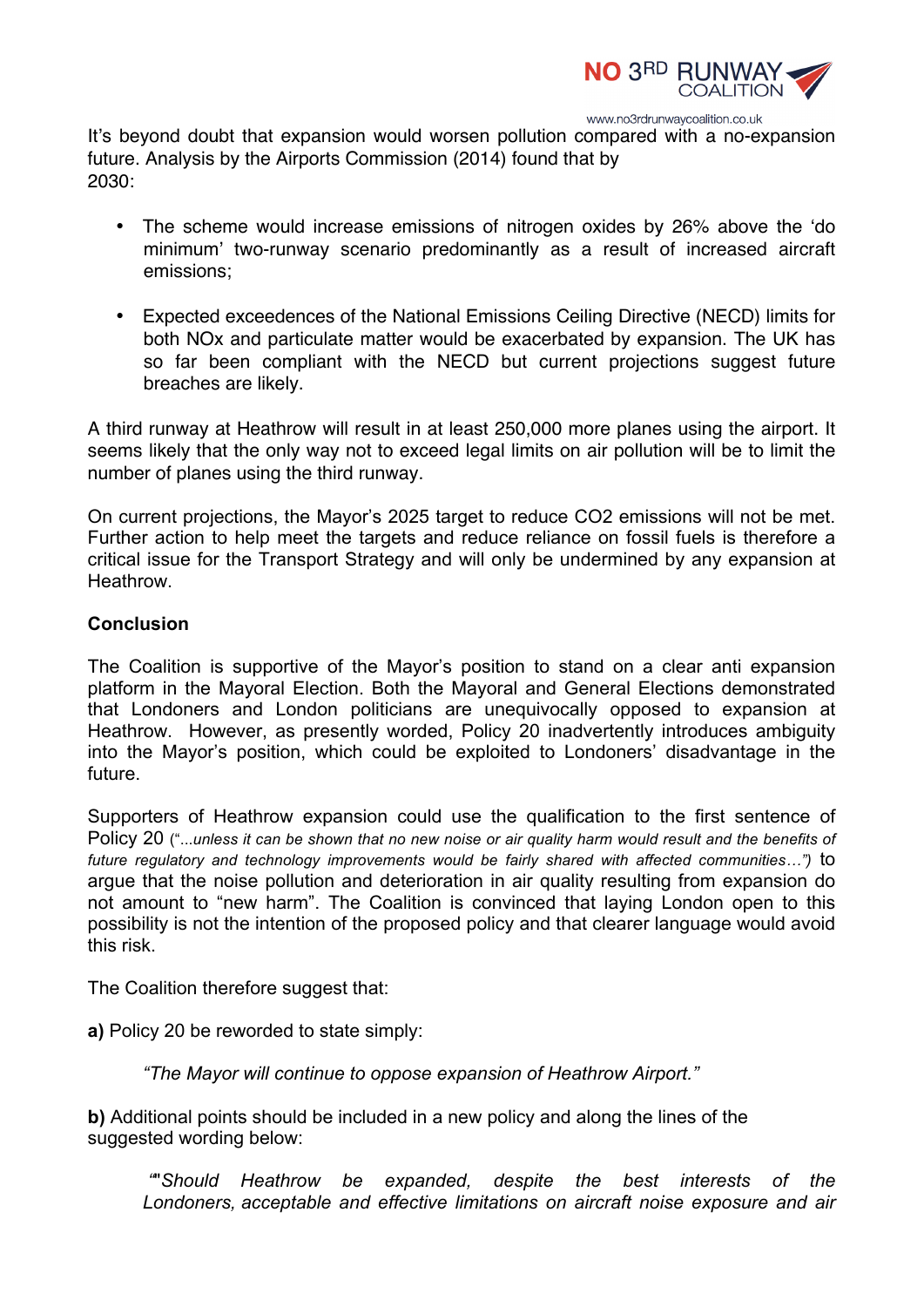It's beyond doubt that expansion would worsen pollution compared with a no-expansion future. Analysis by the Airports Commission (2014) found that by 2030:

- The scheme would increase emissions of nitrogen oxides by 26% above the 'do minimum' two-runway scenario predominantly as a result of increased aircraft emissions;
- Expected exceedences of the National Emissions Ceiling Directive (NECD) limits for both NOx and particulate matter would be exacerbated by expansion. The UK has so far been compliant with the NECD but current projections suggest future breaches are likely.

A third runway at Heathrow will result in at least 250,000 more planes using the airport. It seems likely that the only way not to exceed legal limits on air pollution will be to limit the number of planes using the third runway.

On current projections, the Mayor's 2025 target to reduce $CO_2$ emissions will not be met. Further action to help meet the targets and reduce reliance on fossil fuels is therefore a critical issue for the Transport Strategy and will only be undermined by any expansion at Heathrow.

**Conclusion**

The Coalition is supportive of the Mayor's position to stand on a clear anti expansion platform in the Mayoral Election. Both the Mayoral and General Elections demonstrated that Londoners and London politicians are unequivocally opposed to expansion at Heathrow. However, as presently worded, Policy 20 inadvertently introduces ambiguity into the Mayor's position, which could be exploited to Londoners' disadvantage in the future.

Supporters of Heathrow expansion could use the qualification to the first sentence of Policy 20 (*"...unless it can be shown that no new noise or air quality harm would result and the benefits of future regulatory and technology improvements would be fairly shared with affected communities..."*) to argue that the noise pollution and deterioration in air quality resulting from expansion do not amount to "new harm". The Coalition is convinced that laying London open to this possibility is not the intention of the proposed policy and that clearer language would avoid this risk.

The Coalition therefore suggest that:

**a)** Policy 20 be reworded to state simply:

> *"The Mayor will continue to oppose expansion of Heathrow Airport."*

**b)** Additional points should be included in a new policy and along the lines of the suggested wording below:

> *""Should Heathrow be expanded, despite the best interests of the Londoners, acceptable and effective limitations on aircraft noise exposure and air*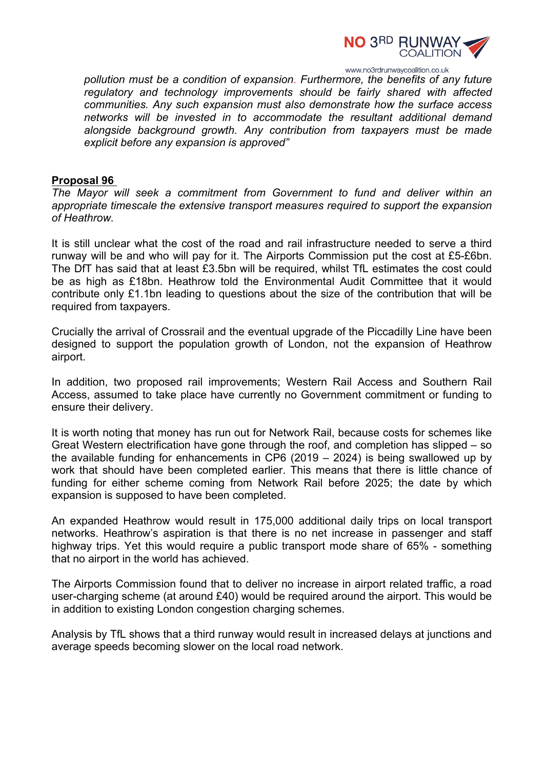*pollution must be a condition of expansion. Furthermore, the benefits of any future regulatory and technology improvements should be fairly shared with affected communities. Any such expansion must also demonstrate how the surface access networks will be invested in to accommodate the resultant additional demand alongside background growth. Any contribution from taxpayers must be made explicit before any expansion is approved"*

**Proposal 96**

*The Mayor will seek a commitment from Government to fund and deliver within an appropriate timescale the extensive transport measures required to support the expansion of Heathrow.*

It is still unclear what the cost of the road and rail infrastructure needed to serve a third runway will be and who will pay for it. The Airports Commission put the cost at £5-£6bn. The DfT has said that at least £3.5bn will be required, whilst TfL estimates the cost could be as high as £18bn. Heathrow told the Environmental Audit Committee that it would contribute only £1.1bn leading to questions about the size of the contribution that will be required from taxpayers.

Crucially the arrival of Crossrail and the eventual upgrade of the Piccadilly Line have been designed to support the population growth of London, not the expansion of Heathrow airport.

In addition, two proposed rail improvements; Western Rail Access and Southern Rail Access, assumed to take place have currently no Government commitment or funding to ensure their delivery.

It is worth noting that money has run out for Network Rail, because costs for schemes like Great Western electrification have gone through the roof, and completion has slipped – so the available funding for enhancements in CP6 (2019 – 2024) is being swallowed up by work that should have been completed earlier. This means that there is little chance of funding for either scheme coming from Network Rail before 2025; the date by which expansion is supposed to have been completed.

An expanded Heathrow would result in 175,000 additional daily trips on local transport networks. Heathrow's aspiration is that there is no net increase in passenger and staff highway trips. Yet this would require a public transport mode share of 65% - something that no airport in the world has achieved.

The Airports Commission found that to deliver no increase in airport related traffic, a road user-charging scheme (at around £40) would be required around the airport. This would be in addition to existing London congestion charging schemes.

Analysis by TfL shows that a third runway would result in increased delays at junctions and average speeds becoming slower on the local road network.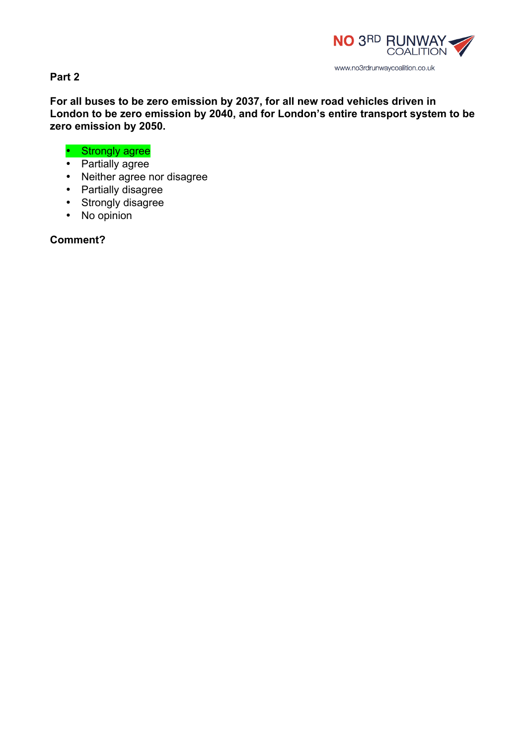**Part 2**

**For all buses to be zero emission by 2037, for all new road vehicles driven in London to be zero emission by 2040, and for London's entire transport system to be zero emission by 2050.**

- Strongly agree
- Partially agree
- Neither agree nor disagree
- Partially disagree
- Strongly disagree
- No opinion

**Comment?**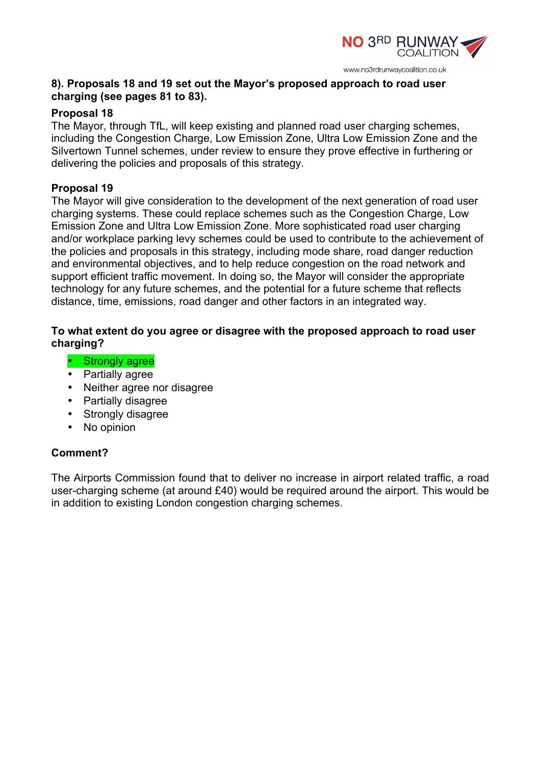**8). Proposals 18 and 19 set out the Mayor's proposed approach to road user charging (see pages 81 to 83).**

**Proposal 18**

The Mayor, through TfL, will keep existing and planned road user charging schemes, including the Congestion Charge, Low Emission Zone, Ultra Low Emission Zone and the Silvertown Tunnel schemes, under review to ensure they prove effective in furthering or delivering the policies and proposals of this strategy.

**Proposal 19**

The Mayor will give consideration to the development of the next generation of road user charging systems. These could replace schemes such as the Congestion Charge, Low Emission Zone and Ultra Low Emission Zone. More sophisticated road user charging and/or workplace parking levy schemes could be used to contribute to the achievement of the policies and proposals in this strategy, including mode share, road danger reduction and environmental objectives, and to help reduce congestion on the road network and support efficient traffic movement. In doing so, the Mayor will consider the appropriate technology for any future schemes, and the potential for a future scheme that reflects distance, time, emissions, road danger and other factors in an integrated way.

**To what extent do you agree or disagree with the proposed approach to road user charging?**

- Strongly agree
- Partially agree
- Neither agree nor disagree
- Partially disagree
- Strongly disagree
- No opinion

**Comment?**

The Airports Commission found that to deliver no increase in airport related traffic, a road user-charging scheme (at around £40) would be required around the airport. This would be in addition to existing London congestion charging schemes.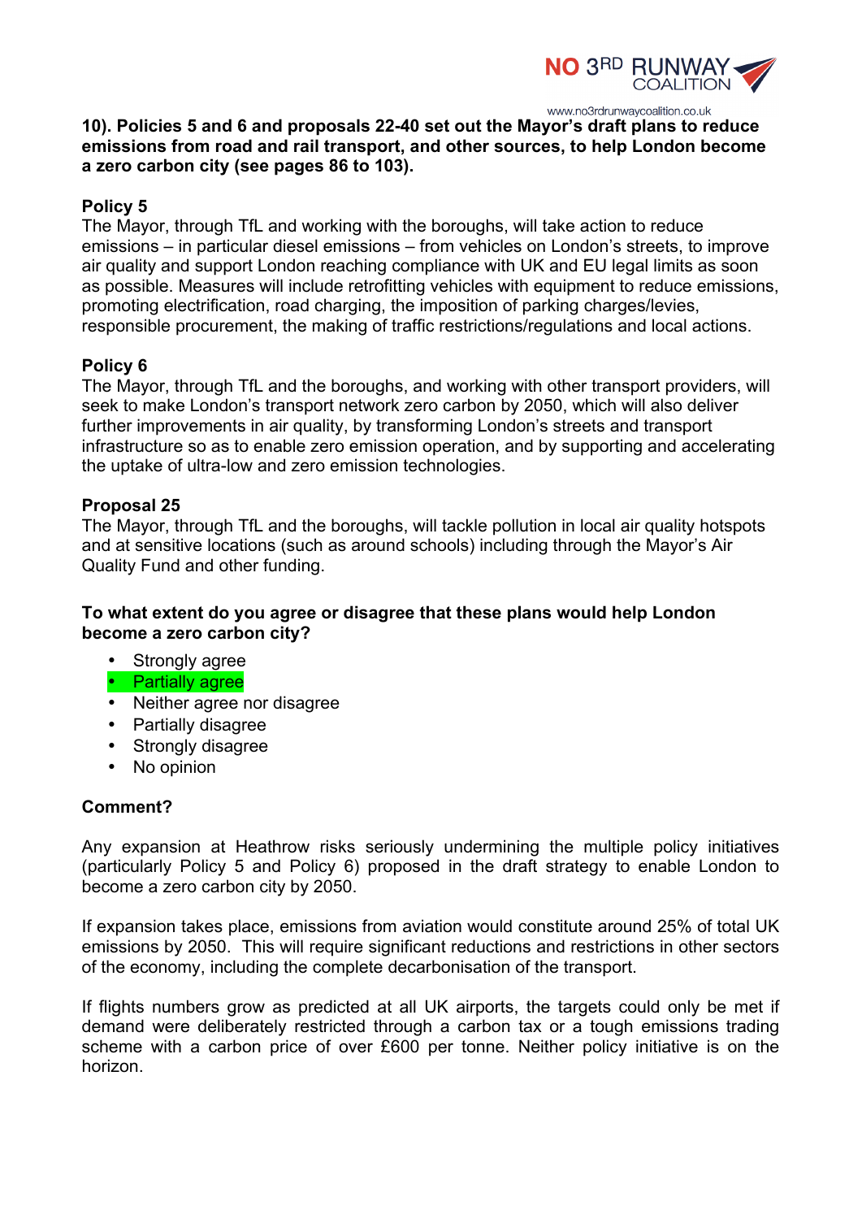**10). Policies 5 and 6 and proposals 22-40 set out the Mayor's draft plans to reduce emissions from road and rail transport, and other sources, to help London become a zero carbon city (see pages 86 to 103).**

**Policy 5**
The Mayor, through TfL and working with the boroughs, will take action to reduce emissions – in particular diesel emissions – from vehicles on London's streets, to improve air quality and support London reaching compliance with UK and EU legal limits as soon as possible. Measures will include retrofitting vehicles with equipment to reduce emissions, promoting electrification, road charging, the imposition of parking charges/levies, responsible procurement, the making of traffic restrictions/regulations and local actions.

**Policy 6**
The Mayor, through TfL and the boroughs, and working with other transport providers, will seek to make London's transport network zero carbon by 2050, which will also deliver further improvements in air quality, by transforming London's streets and transport infrastructure so as to enable zero emission operation, and by supporting and accelerating the uptake of ultra-low and zero emission technologies.

**Proposal 25**
The Mayor, through TfL and the boroughs, will tackle pollution in local air quality hotspots and at sensitive locations (such as around schools) including through the Mayor's Air Quality Fund and other funding.

**To what extent do you agree or disagree that these plans would help London become a zero carbon city?**

- Strongly agree
- Partially agree
- Neither agree nor disagree
- Partially disagree
- Strongly disagree
- No opinion

**Comment?**

Any expansion at Heathrow risks seriously undermining the multiple policy initiatives (particularly Policy 5 and Policy 6) proposed in the draft strategy to enable London to become a zero carbon city by 2050.

If expansion takes place, emissions from aviation would constitute around 25% of total UK emissions by 2050. This will require significant reductions and restrictions in other sectors of the economy, including the complete decarbonisation of the transport.

If flights numbers grow as predicted at all UK airports, the targets could only be met if demand were deliberately restricted through a carbon tax or a tough emissions trading scheme with a carbon price of over £600 per tonne. Neither policy initiative is on the horizon.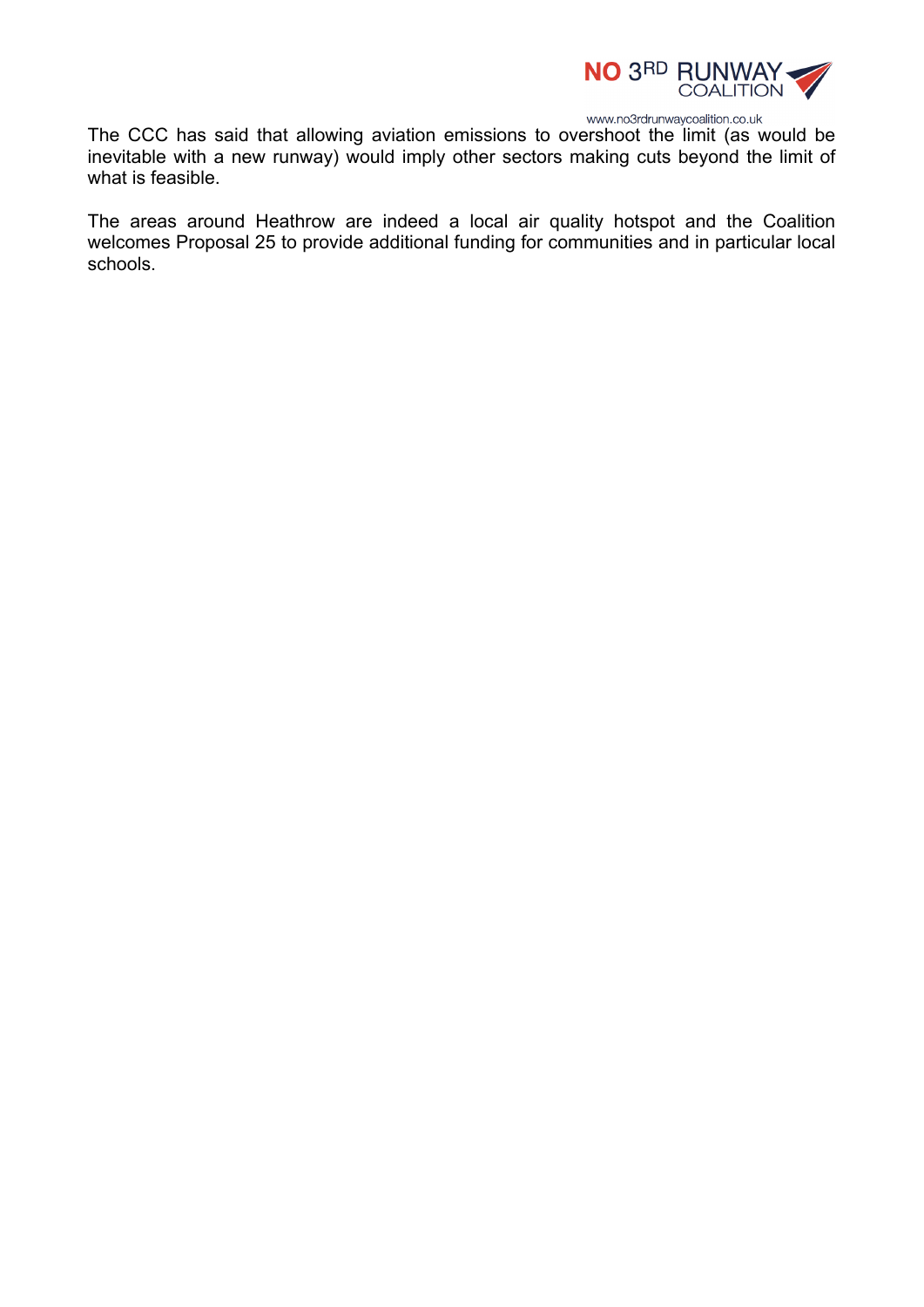The CCC has said that allowing aviation emissions to overshoot the limit (as would be inevitable with a new runway) would imply other sectors making cuts beyond the limit of what is feasible.

The areas around Heathrow are indeed a local air quality hotspot and the Coalition welcomes Proposal 25 to provide additional funding for communities and in particular local schools.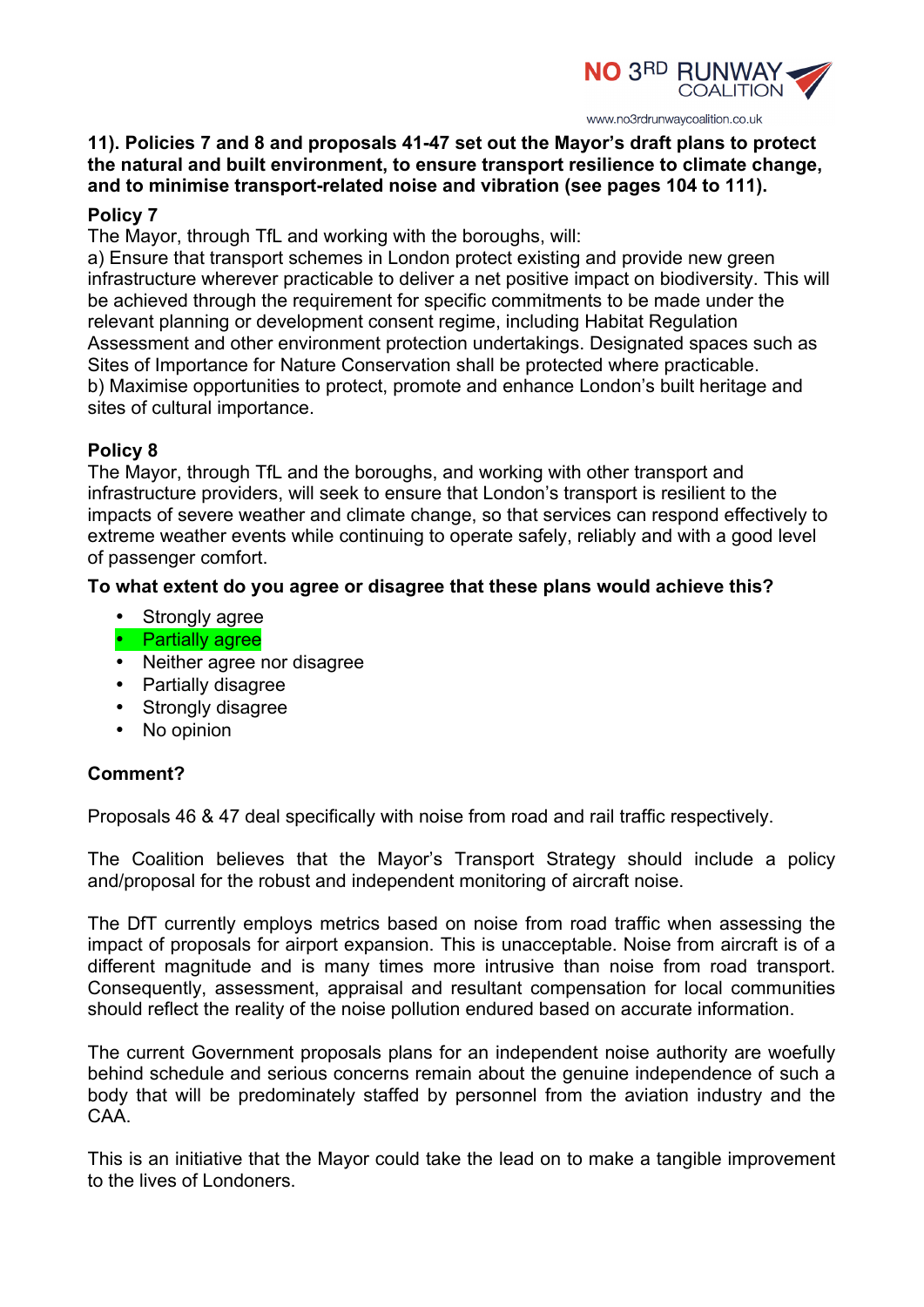**11). Policies 7 and 8 and proposals 41-47 set out the Mayor's draft plans to protect the natural and built environment, to ensure transport resilience to climate change, and to minimise transport-related noise and vibration (see pages 104 to 111).**

**Policy 7**

The Mayor, through TfL and working with the boroughs, will:

a) Ensure that transport schemes in London protect existing and provide new green infrastructure wherever practicable to deliver a net positive impact on biodiversity. This will be achieved through the requirement for specific commitments to be made under the relevant planning or development consent regime, including Habitat Regulation Assessment and other environment protection undertakings. Designated spaces such as Sites of Importance for Nature Conservation shall be protected where practicable.

b) Maximise opportunities to protect, promote and enhance London's built heritage and sites of cultural importance.

**Policy 8**

The Mayor, through TfL and the boroughs, and working with other transport and infrastructure providers, will seek to ensure that London's transport is resilient to the impacts of severe weather and climate change, so that services can respond effectively to extreme weather events while continuing to operate safely, reliably and with a good level of passenger comfort.

**To what extent do you agree or disagree that these plans would achieve this?**

- Strongly agree
- Partially agree
- Neither agree nor disagree
- Partially disagree
- Strongly disagree
- No opinion

**Comment?**

Proposals 46 & 47 deal specifically with noise from road and rail traffic respectively.

The Coalition believes that the Mayor's Transport Strategy should include a policy and/proposal for the robust and independent monitoring of aircraft noise.

The DfT currently employs metrics based on noise from road traffic when assessing the impact of proposals for airport expansion. This is unacceptable. Noise from aircraft is of a different magnitude and is many times more intrusive than noise from road transport. Consequently, assessment, appraisal and resultant compensation for local communities should reflect the reality of the noise pollution endured based on accurate information.

The current Government proposals plans for an independent noise authority are woefully behind schedule and serious concerns remain about the genuine independence of such a body that will be predominately staffed by personnel from the aviation industry and the CAA.

This is an initiative that the Mayor could take the lead on to make a tangible improvement to the lives of Londoners.